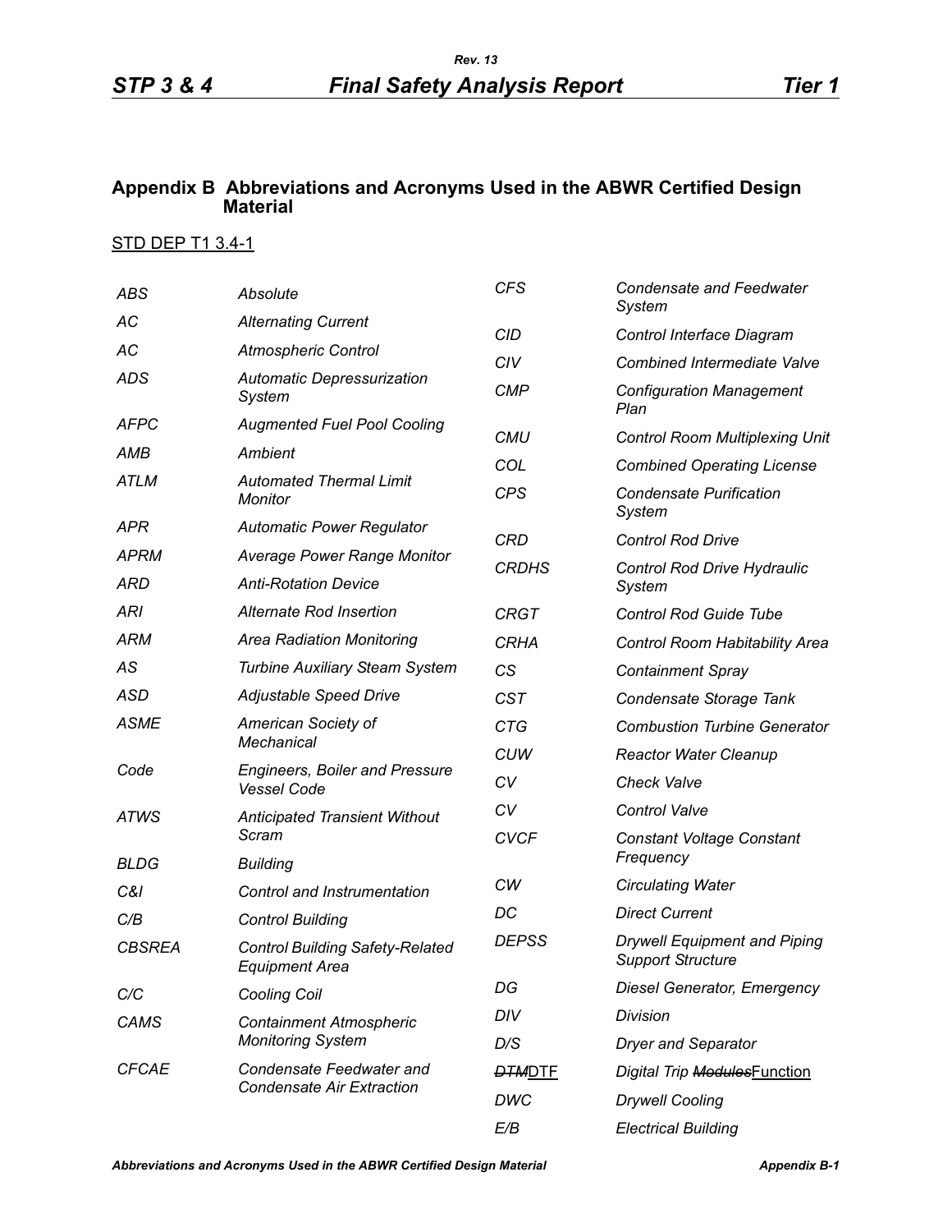## Appendix B Abbreviations and Acronyms Used in the ABWR Certified Design Material

STD DEP T1 3.4-1

| | |
|---|---|
| *ABS* | *Absolute* |
| *AC* | *Alternating Current* |
| *AC* | *Atmospheric Control* |
| *ADS* | *Automatic Depressurization System* |
| *AFPC* | *Augmented Fuel Pool Cooling* |
| *AMB* | *Ambient* |
| *ATLM* | *Automated Thermal Limit Monitor* |
| *APR* | *Automatic Power Regulator* |
| *APRM* | *Average Power Range Monitor* |
| *ARD* | *Anti-Rotation Device* |
| *ARI* | *Alternate Rod Insertion* |
| *ARM* | *Area Radiation Monitoring* |
| *AS* | *Turbine Auxiliary Steam System* |
| *ASD* | *Adjustable Speed Drive* |
| *ASME* | *American Society of Mechanical* |
| *Code* | *Engineers, Boiler and Pressure Vessel Code* |
| *ATWS* | *Anticipated Transient Without Scram* |
| *BLDG* | *Building* |
| *C&I* | *Control and Instrumentation* |
| *C/B* | *Control Building* |
| *CBSREA* | *Control Building Safety-Related Equipment Area* |
| *C/C* | *Cooling Coil* |
| *CAMS* | *Containment Atmospheric Monitoring System* |
| *CFCAE* | *Condensate Feedwater and Condensate Air Extraction* |
| *CFS* | *Condensate and Feedwater System* |
| *CID* | *Control Interface Diagram* |
| *CIV* | *Combined Intermediate Valve* |
| *CMP* | *Configuration Management Plan* |
| *CMU* | *Control Room Multiplexing Unit* |
| *COL* | *Combined Operating License* |
| *CPS* | *Condensate Purification System* |
| *CRD* | *Control Rod Drive* |
| *CRDHS* | *Control Rod Drive Hydraulic System* |
| *CRGT* | *Control Rod Guide Tube* |
| *CRHA* | *Control Room Habitability Area* |
| *CS* | *Containment Spray* |
| *CST* | *Condensate Storage Tank* |
| *CTG* | *Combustion Turbine Generator* |
| *CUW* | *Reactor Water Cleanup* |
| *CV* | *Check Valve* |
| *CV* | *Control Valve* |
| *CVCF* | *Constant Voltage Constant Frequency* |
| *CW* | *Circulating Water* |
| *DC* | *Direct Current* |
| *DEPSS* | *Drywell Equipment and Piping Support Structure* |
| *DG* | *Diesel Generator, Emergency* |
| *DIV* | *Division* |
| *D/S* | *Dryer and Separator* |
| ~~*DTM*~~DTF | *Digital Trip* ~~*Modules*~~Function |
| *DWC* | *Drywell Cooling* |
| *E/B* | *Electrical Building* |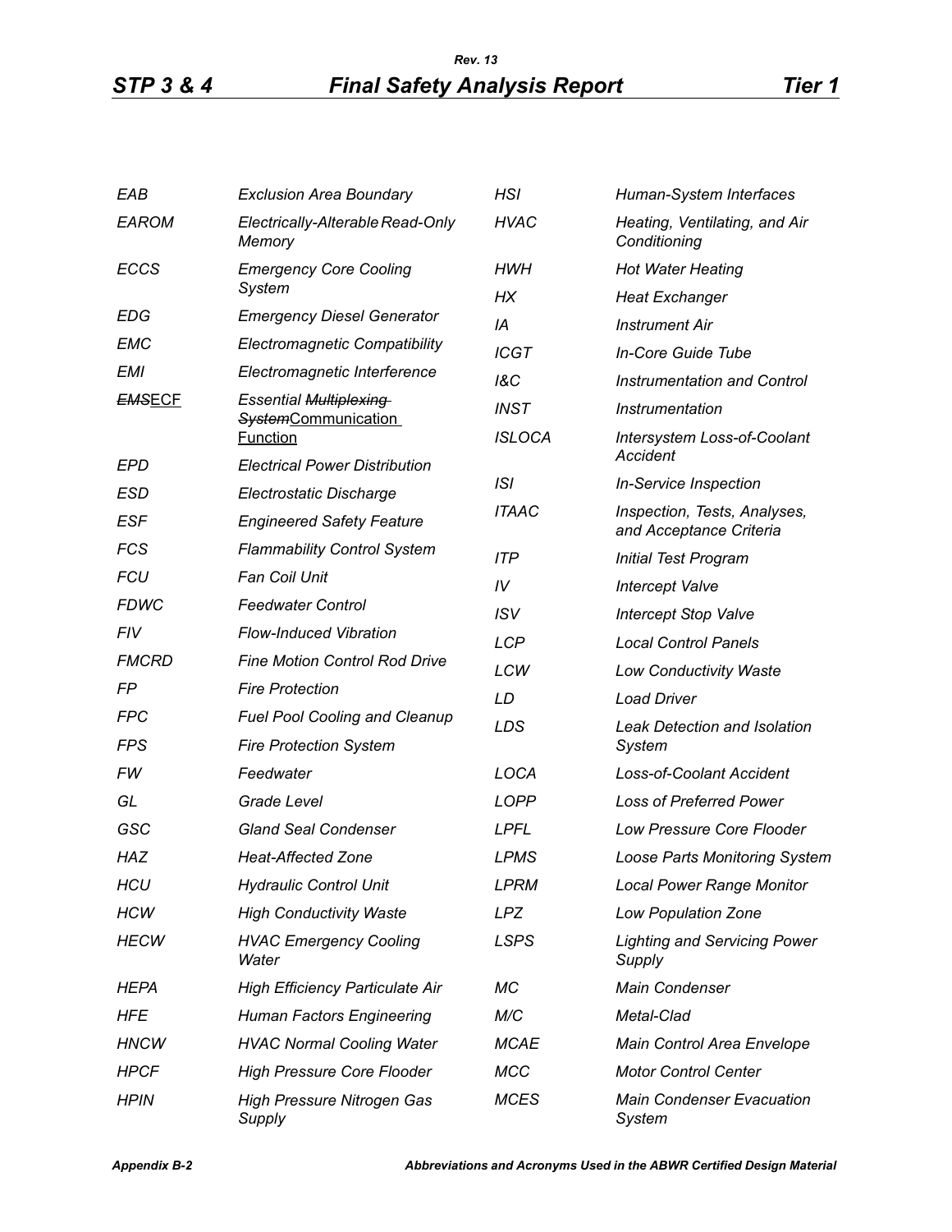| | |
|---|---|
| EAB | Exclusion Area Boundary |
| EAROM | Electrically-Alterable Read-Only Memory |
| ECCS | Emergency Core Cooling System |
| EDG | Emergency Diesel Generator |
| EMC | Electromagnetic Compatibility |
| EMI | Electromagnetic Interference |
| ~~EMS~~ECF | Essential ~~Multiplexing System~~Communication Function |
| EPD | Electrical Power Distribution |
| ESD | Electrostatic Discharge |
| ESF | Engineered Safety Feature |
| FCS | Flammability Control System |
| FCU | Fan Coil Unit |
| FDWC | Feedwater Control |
| FIV | Flow-Induced Vibration |
| FMCRD | Fine Motion Control Rod Drive |
| FP | Fire Protection |
| FPC | Fuel Pool Cooling and Cleanup |
| FPS | Fire Protection System |
| FW | Feedwater |
| GL | Grade Level |
| GSC | Gland Seal Condenser |
| HAZ | Heat-Affected Zone |
| HCU | Hydraulic Control Unit |
| HCW | High Conductivity Waste |
| HECW | HVAC Emergency Cooling Water |
| HEPA | High Efficiency Particulate Air |
| HFE | Human Factors Engineering |
| HNCW | HVAC Normal Cooling Water |
| HPCF | High Pressure Core Flooder |
| HPIN | High Pressure Nitrogen Gas Supply |
| HSI | Human-System Interfaces |
| HVAC | Heating, Ventilating, and Air Conditioning |
| HWH | Hot Water Heating |
| HX | Heat Exchanger |
| IA | Instrument Air |
| ICGT | In-Core Guide Tube |
| I&C | Instrumentation and Control |
| INST | Instrumentation |
| ISLOCA | Intersystem Loss-of-Coolant Accident |
| ISI | In-Service Inspection |
| ITAAC | Inspection, Tests, Analyses, and Acceptance Criteria |
| ITP | Initial Test Program |
| IV | Intercept Valve |
| ISV | Intercept Stop Valve |
| LCP | Local Control Panels |
| LCW | Low Conductivity Waste |
| LD | Load Driver |
| LDS | Leak Detection and Isolation System |
| LOCA | Loss-of-Coolant Accident |
| LOPP | Loss of Preferred Power |
| LPFL | Low Pressure Core Flooder |
| LPMS | Loose Parts Monitoring System |
| LPRM | Local Power Range Monitor |
| LPZ | Low Population Zone |
| LSPS | Lighting and Servicing Power Supply |
| MC | Main Condenser |
| M/C | Metal-Clad |
| MCAE | Main Control Area Envelope |
| MCC | Motor Control Center |
| MCES | Main Condenser Evacuation System |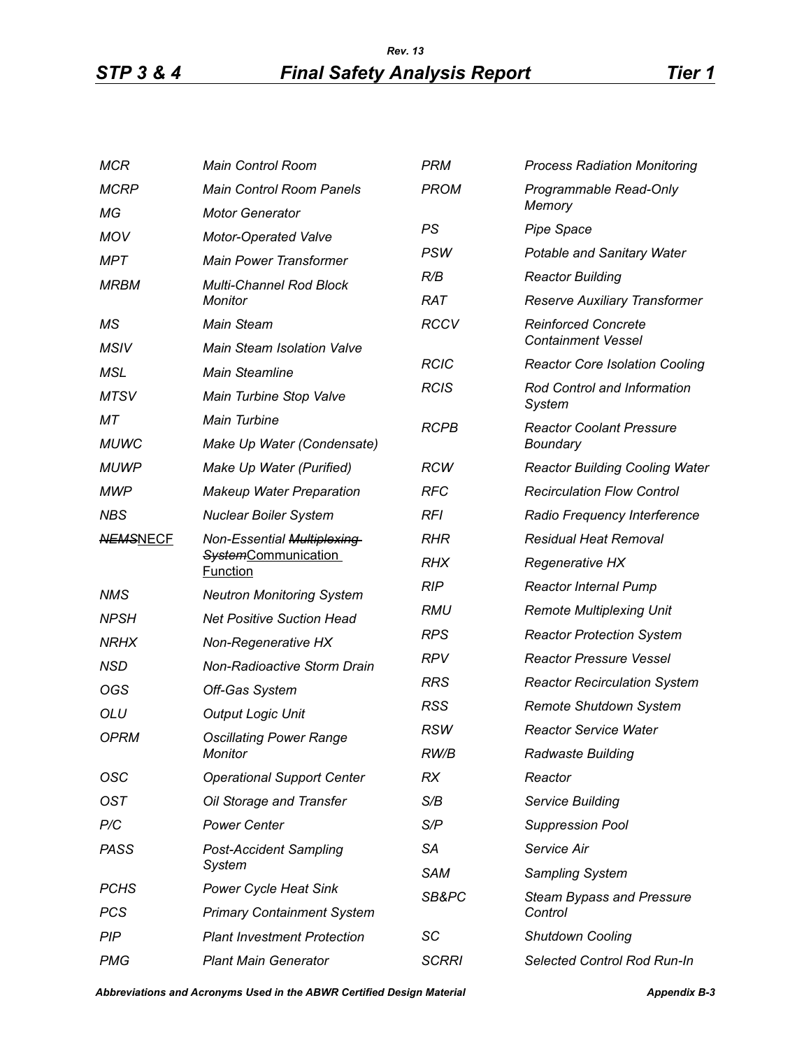| | |
|---|---|
| MCR | Main Control Room |
| MCRP | Main Control Room Panels |
| MG | Motor Generator |
| MOV | Motor-Operated Valve |
| MPT | Main Power Transformer |
| MRBM | Multi-Channel Rod Block Monitor |
| MS | Main Steam |
| MSIV | Main Steam Isolation Valve |
| MSL | Main Steamline |
| MTSV | Main Turbine Stop Valve |
| MT | Main Turbine |
| MUWC | Make Up Water (Condensate) |
| MUWP | Make Up Water (Purified) |
| MWP | Makeup Water Preparation |
| NBS | Nuclear Boiler System |
| ~~NEMS~~NECF | Non-Essential ~~Multiplexing System~~Communication Function |
| NMS | Neutron Monitoring System |
| NPSH | Net Positive Suction Head |
| NRHX | Non-Regenerative HX |
| NSD | Non-Radioactive Storm Drain |
| OGS | Off-Gas System |
| OLU | Output Logic Unit |
| OPRM | Oscillating Power Range Monitor |
| OSC | Operational Support Center |
| OST | Oil Storage and Transfer |
| P/C | Power Center |
| PASS | Post-Accident Sampling System |
| PCHS | Power Cycle Heat Sink |
| PCS | Primary Containment System |
| PIP | Plant Investment Protection |
| PMG | Plant Main Generator |
| PRM | Process Radiation Monitoring |
| PROM | Programmable Read-Only Memory |
| PS | Pipe Space |
| PSW | Potable and Sanitary Water |
| R/B | Reactor Building |
| RAT | Reserve Auxiliary Transformer |
| RCCV | Reinforced Concrete Containment Vessel |
| RCIC | Reactor Core Isolation Cooling |
| RCIS | Rod Control and Information System |
| RCPB | Reactor Coolant Pressure Boundary |
| RCW | Reactor Building Cooling Water |
| RFC | Recirculation Flow Control |
| RFI | Radio Frequency Interference |
| RHR | Residual Heat Removal |
| RHX | Regenerative HX |
| RIP | Reactor Internal Pump |
| RMU | Remote Multiplexing Unit |
| RPS | Reactor Protection System |
| RPV | Reactor Pressure Vessel |
| RRS | Reactor Recirculation System |
| RSS | Remote Shutdown System |
| RSW | Reactor Service Water |
| RW/B | Radwaste Building |
| RX | Reactor |
| S/B | Service Building |
| S/P | Suppression Pool |
| SA | Service Air |
| SAM | Sampling System |
| SB&PC | Steam Bypass and Pressure Control |
| SC | Shutdown Cooling |
| SCRRI | Selected Control Rod Run-In |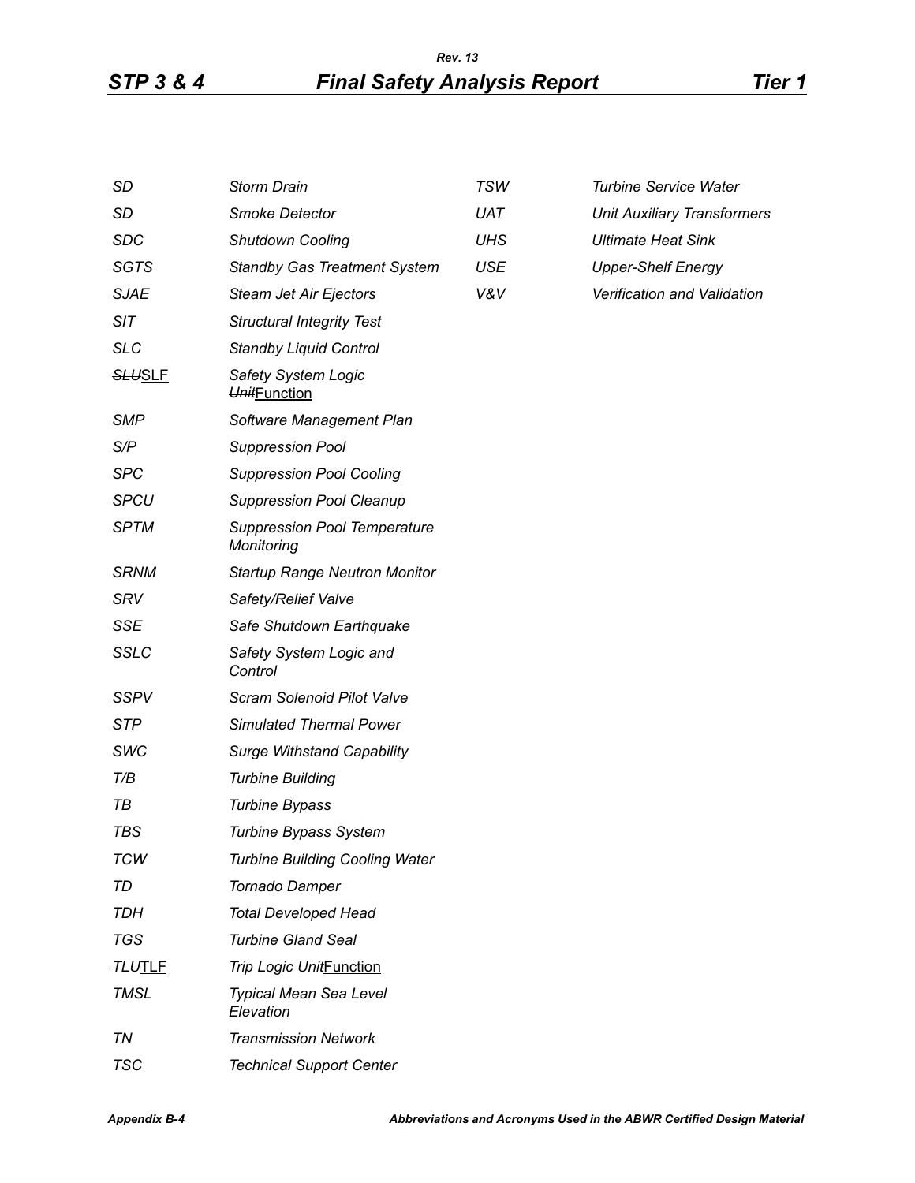| | |
|---|---|
| *SD* | *Storm Drain* |
| *SD* | *Smoke Detector* |
| *SDC* | *Shutdown Cooling* |
| *SGTS* | *Standby Gas Treatment System* |
| *SJAE* | *Steam Jet Air Ejectors* |
| *SIT* | *Structural Integrity Test* |
| *SLC* | *Standby Liquid Control* |
| ~~*SLU*~~SLF | *Safety System Logic* ~~*Unit*~~Function |
| *SMP* | *Software Management Plan* |
| *S/P* | *Suppression Pool* |
| *SPC* | *Suppression Pool Cooling* |
| *SPCU* | *Suppression Pool Cleanup* |
| *SPTM* | *Suppression Pool Temperature Monitoring* |
| *SRNM* | *Startup Range Neutron Monitor* |
| *SRV* | *Safety/Relief Valve* |
| *SSE* | *Safe Shutdown Earthquake* |
| *SSLC* | *Safety System Logic and Control* |
| *SSPV* | *Scram Solenoid Pilot Valve* |
| *STP* | *Simulated Thermal Power* |
| *SWC* | *Surge Withstand Capability* |
| *T/B* | *Turbine Building* |
| *TB* | *Turbine Bypass* |
| *TBS* | *Turbine Bypass System* |
| *TCW* | *Turbine Building Cooling Water* |
| *TD* | *Tornado Damper* |
| *TDH* | *Total Developed Head* |
| *TGS* | *Turbine Gland Seal* |
| ~~*TLU*~~TLF | *Trip Logic* ~~*Unit*~~Function |
| *TMSL* | *Typical Mean Sea Level Elevation* |
| *TN* | *Transmission Network* |
| *TSC* | *Technical Support Center* |
| *TSW* | *Turbine Service Water* |
| *UAT* | *Unit Auxiliary Transformers* |
| *UHS* | *Ultimate Heat Sink* |
| *USE* | *Upper-Shelf Energy* |
| *V&V* | *Verification and Validation* |